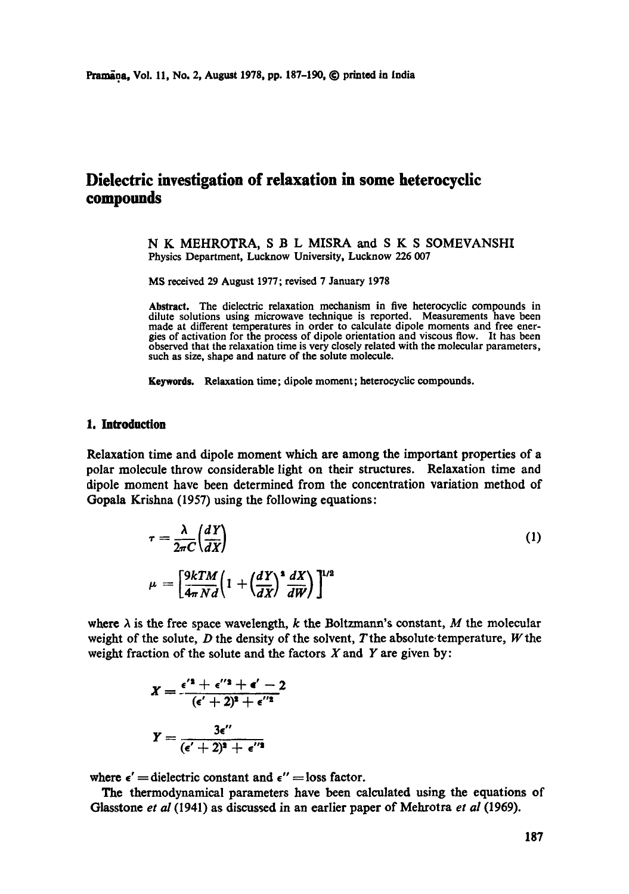# Dielectric investigation of relaxation in some heterocyclic compounds

N K MEHROTRA, S B L MISRA and S K S SOMEVANSHI
Physics Department, Lucknow University, Lucknow 226 007

MS received 29 August 1977; revised 7 January 1978

**Abstract.** The dielectric relaxation mechanism in five heterocyclic compounds in dilute solutions using microwave technique is reported. Measurements have been made at different temperatures in order to calculate dipole moments and free energies of activation for the process of dipole orientation and viscous flow. It has been observed that the relaxation time is very closely related with the molecular parameters, such as size, shape and nature of the solute molecule.

**Keywords.** Relaxation time; dipole moment; heterocyclic compounds.

## 1. Introduction

Relaxation time and dipole moment which are among the important properties of a polar molecule throw considerable light on their structures. Relaxation time and dipole moment have been determined from the concentration variation method of Gopala Krishna (1957) using the following equations:

$$\tau = \frac{\lambda}{2\pi C}\left(\frac{dY}{dX}\right) \tag{1}$$

$$\mu = \left[\frac{9kTM}{4\pi Nd}\left(1 + \left(\frac{dY}{dX}\right)^2 \frac{dX}{dW}\right)\right]^{1/2}$$

where $\lambda$ is the free space wavelength, $k$ the Boltzmann's constant, $M$ the molecular weight of the solute, $D$ the density of the solvent, $T$ the absolute temperature, $W$ the weight fraction of the solute and the factors $X$ and $Y$ are given by:

$$X = \frac{\epsilon'^2 + \epsilon''^2 + \epsilon' - 2}{(\epsilon' + 2)^2 + \epsilon''^2}$$

$$Y = \frac{3\epsilon''}{(\epsilon' + 2)^2 + \epsilon''^2}$$

where $\epsilon'$ = dielectric constant and $\epsilon''$ = loss factor.

The thermodynamical parameters have been calculated using the equations of Glasstone *et al* (1941) as discussed in an earlier paper of Mehrotra *et al* (1969).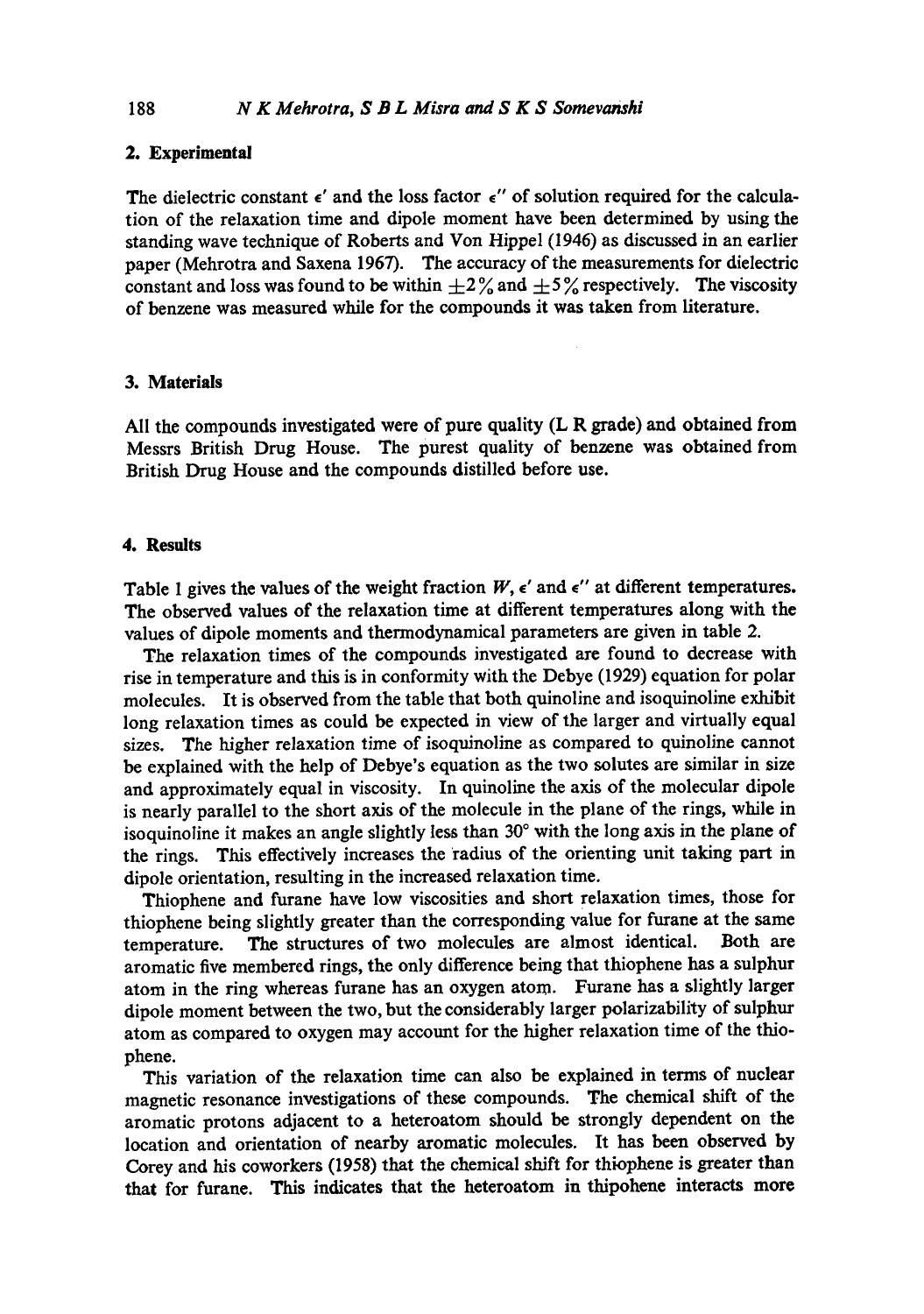## 2. Experimental

The dielectric constant $\epsilon'$ and the loss factor $\epsilon''$ of solution required for the calculation of the relaxation time and dipole moment have been determined by using the standing wave technique of Roberts and Von Hippel (1946) as discussed in an earlier paper (Mehrotra and Saxena 1967). The accuracy of the measurements for dielectric constant and loss was found to be within $\pm 2\%$ and $\pm 5\%$ respectively. The viscosity of benzene was measured while for the compounds it was taken from literature.

## 3. Materials

All the compounds investigated were of pure quality (L R grade) and obtained from Messrs British Drug House. The purest quality of benzene was obtained from British Drug House and the compounds distilled before use.

## 4. Results

Table 1 gives the values of the weight fraction $W$, $\epsilon'$ and $\epsilon''$ at different temperatures. The observed values of the relaxation time at different temperatures along with the values of dipole moments and thermodynamical parameters are given in table 2.

The relaxation times of the compounds investigated are found to decrease with rise in temperature and this is in conformity with the Debye (1929) equation for polar molecules. It is observed from the table that both quinoline and isoquinoline exhibit long relaxation times as could be expected in view of the larger and virtually equal sizes. The higher relaxation time of isoquinoline as compared to quinoline cannot be explained with the help of Debye's equation as the two solutes are similar in size and approximately equal in viscosity. In quinoline the axis of the molecular dipole is nearly parallel to the short axis of the molecule in the plane of the rings, while in isoquinoline it makes an angle slightly less than 30° with the long axis in the plane of the rings. This effectively increases the radius of the orienting unit taking part in dipole orientation, resulting in the increased relaxation time.

Thiophene and furane have low viscosities and short relaxation times, those for thiophene being slightly greater than the corresponding value for furane at the same temperature. The structures of two molecules are almost identical. Both are aromatic five membered rings, the only difference being that thiophene has a sulphur atom in the ring whereas furane has an oxygen atom. Furane has a slightly larger dipole moment between the two, but the considerably larger polarizability of sulphur atom as compared to oxygen may account for the higher relaxation time of the thiophene.

This variation of the relaxation time can also be explained in terms of nuclear magnetic resonance investigations of these compounds. The chemical shift of the aromatic protons adjacent to a heteroatom should be strongly dependent on the location and orientation of nearby aromatic molecules. It has been observed by Corey and his coworkers (1958) that the chemical shift for thiophene is greater than that for furane. This indicates that the heteroatom in thipohene interacts more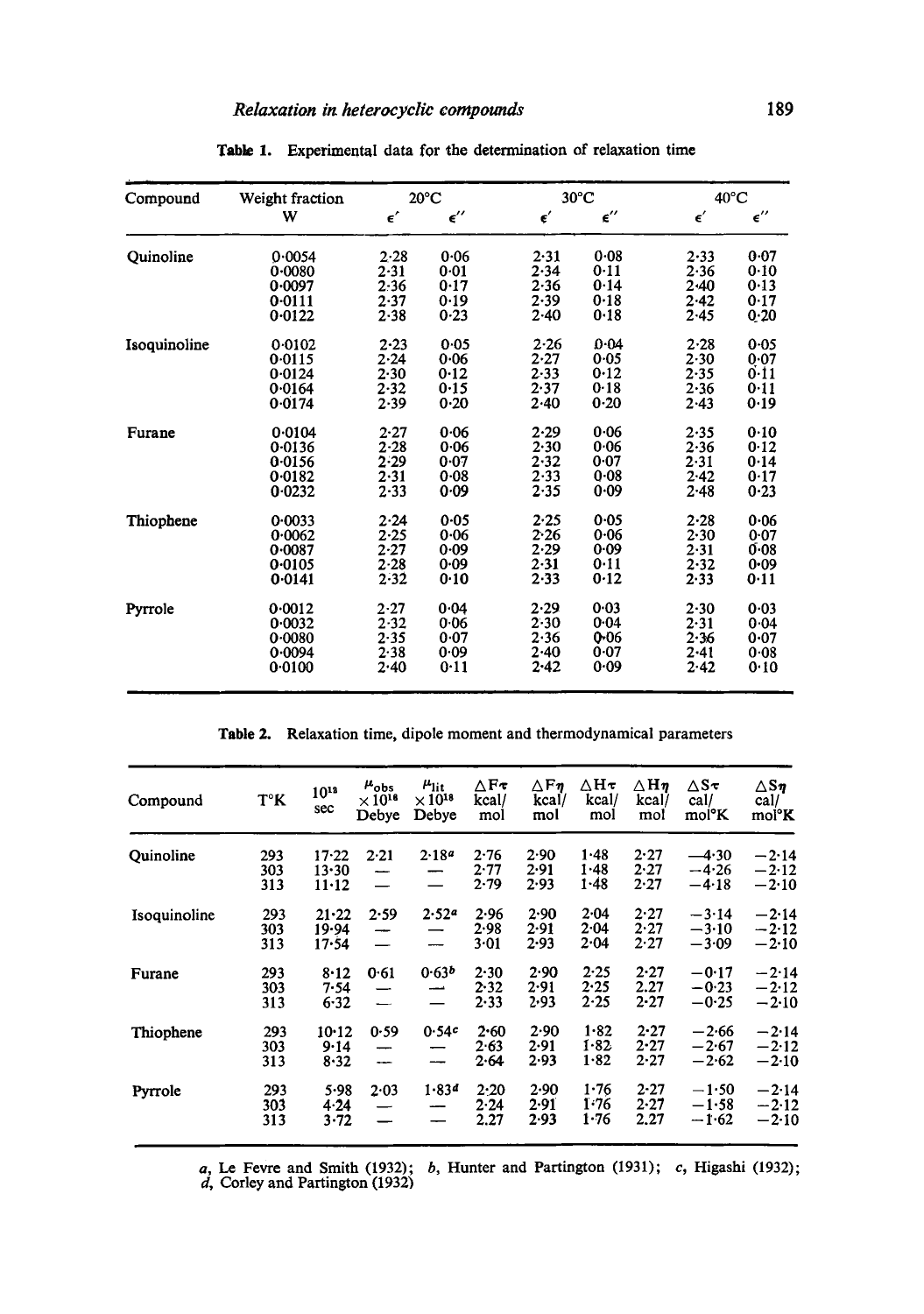**Table 1.** Experimental data for the determination of relaxation time

| Compound | Weight fraction W | 20°C | | 30°C | | 40°C | |
|---|---|---|---|---|---|---|---|
| | | $\epsilon'$ | $\epsilon''$ | $\epsilon'$ | $\epsilon''$ | $\epsilon'$ | $\epsilon''$ |
| Quinoline | 0·0054 | 2·28 | 0·06 | 2·31 | 0·08 | 2·33 | 0·07 |
| | 0·0080 | 2·31 | 0·01 | 2·34 | 0·11 | 2·36 | 0·10 |
| | 0·0097 | 2·36 | 0·17 | 2·36 | 0·14 | 2·40 | 0·13 |
| | 0·0111 | 2·37 | 0·19 | 2·39 | 0·18 | 2·42 | 0·17 |
| | 0·0122 | 2·38 | 0·23 | 2·40 | 0·18 | 2·45 | 0·20 |
| Isoquinoline | 0·0102 | 2·23 | 0·05 | 2·26 | 0·04 | 2·28 | 0·05 |
| | 0·0115 | 2·24 | 0·06 | 2·27 | 0·05 | 2·30 | 0·07 |
| | 0·0124 | 2·30 | 0·12 | 2·33 | 0·12 | 2·35 | 0·11 |
| | 0·0164 | 2·32 | 0·15 | 2·37 | 0·18 | 2·36 | 0·11 |
| | 0·0174 | 2·39 | 0·20 | 2·40 | 0·20 | 2·43 | 0·19 |
| Furane | 0·0104 | 2·27 | 0·06 | 2·29 | 0·06 | 2·35 | 0·10 |
| | 0·0136 | 2·28 | 0·06 | 2·30 | 0·06 | 2·36 | 0·12 |
| | 0·0156 | 2·29 | 0·07 | 2·32 | 0·07 | 2·31 | 0·14 |
| | 0·0182 | 2·31 | 0·08 | 2·33 | 0·08 | 2·42 | 0·17 |
| | 0·0232 | 2·33 | 0·09 | 2·35 | 0·09 | 2·48 | 0·23 |
| Thiophene | 0·0033 | 2·24 | 0·05 | 2·25 | 0·05 | 2·28 | 0·06 |
| | 0·0062 | 2·25 | 0·06 | 2·26 | 0·06 | 2·30 | 0·07 |
| | 0·0087 | 2·27 | 0·09 | 2·29 | 0·09 | 2·31 | 0·08 |
| | 0·0105 | 2·28 | 0·09 | 2·31 | 0·11 | 2·32 | 0·09 |
| | 0·0141 | 2·32 | 0·10 | 2·33 | 0·12 | 2·33 | 0·11 |
| Pyrrole | 0·0012 | 2·27 | 0·04 | 2·29 | 0·03 | 2·30 | 0·03 |
| | 0·0032 | 2·32 | 0·06 | 2·30 | 0·04 | 2·31 | 0·04 |
| | 0·0080 | 2·35 | 0·07 | 2·36 | 0·06 | 2·36 | 0·07 |
| | 0·0094 | 2·38 | 0·09 | 2·40 | 0·07 | 2·41 | 0·08 |
| | 0·0100 | 2·40 | 0·11 | 2·42 | 0·09 | 2·42 | 0·10 |

**Table 2.** Relaxation time, dipole moment and thermodynamical parameters

| Compound | T°K | $10^{12}$ sec | $\mu_{obs}$ $\times 10^{18}$ Debye | $\mu_{lit}$ $\times 10^{18}$ Debye | $\Delta F\tau$ kcal/mol | $\Delta F\eta$ kcal/mol | $\Delta H\tau$ kcal/mol | $\Delta H\eta$ kcal/mol | $\Delta S\tau$ cal/mol°K | $\Delta S\eta$ cal/mol°K |
|---|---|---|---|---|---|---|---|---|---|---|
| Quinoline | 293 | 17·22 | 2·21 | 2·18[a] | 2·76 | 2·90 | 1·48 | 2·27 | −4·30 | −2·14 |
| | 303 | 13·30 | — | — | 2·77 | 2·91 | 1·48 | 2·27 | −4·26 | −2·12 |
| | 313 | 11·12 | — | — | 2·79 | 2·93 | 1·48 | 2·27 | −4·18 | −2·10 |
| Isoquinoline | 293 | 21·22 | 2·59 | 2·52[a] | 2·96 | 2·90 | 2·04 | 2·27 | −3·14 | −2·14 |
| | 303 | 19·94 | — | — | 2·98 | 2·91 | 2·04 | 2·27 | −3·10 | −2·12 |
| | 313 | 17·54 | — | — | 3·01 | 2·93 | 2·04 | 2·27 | −3·09 | −2·10 |
| Furane | 293 | 8·12 | 0·61 | 0·63[b] | 2·30 | 2·90 | 2·25 | 2·27 | −0·17 | −2·14 |
| | 303 | 7·54 | — | — | 2·32 | 2·91 | 2·25 | 2.27 | −0·23 | −2·12 |
| | 313 | 6·32 | — | — | 2·33 | 2·93 | 2·25 | 2·27 | −0·25 | −2·10 |
| Thiophene | 293 | 10·12 | 0·59 | 0·54[c] | 2·60 | 2·90 | 1·82 | 2·27 | −2·66 | −2·14 |
| | 303 | 9·14 | — | — | 2·63 | 2·91 | 1·82 | 2·27 | −2·67 | −2·12 |
| | 313 | 8·32 | — | — | 2·64 | 2·93 | 1·82 | 2·27 | −2·62 | −2·10 |
| Pyrrole | 293 | 5·98 | 2·03 | 1·83[d] | 2·20 | 2·90 | 1·76 | 2·27 | −1·50 | −2·14 |
| | 303 | 4·24 | — | — | 2·24 | 2·91 | 1·76 | 2·27 | −1·58 | −2·12 |
| | 313 | 3·72 | — | — | 2.27 | 2·93 | 1·76 | 2.27 | −1·62 | −2·10 |

*a*, Le Fevre and Smith (1932); *b*, Hunter and Partington (1931); *c*, Higashi (1932); *d*, Corley and Partington (1932)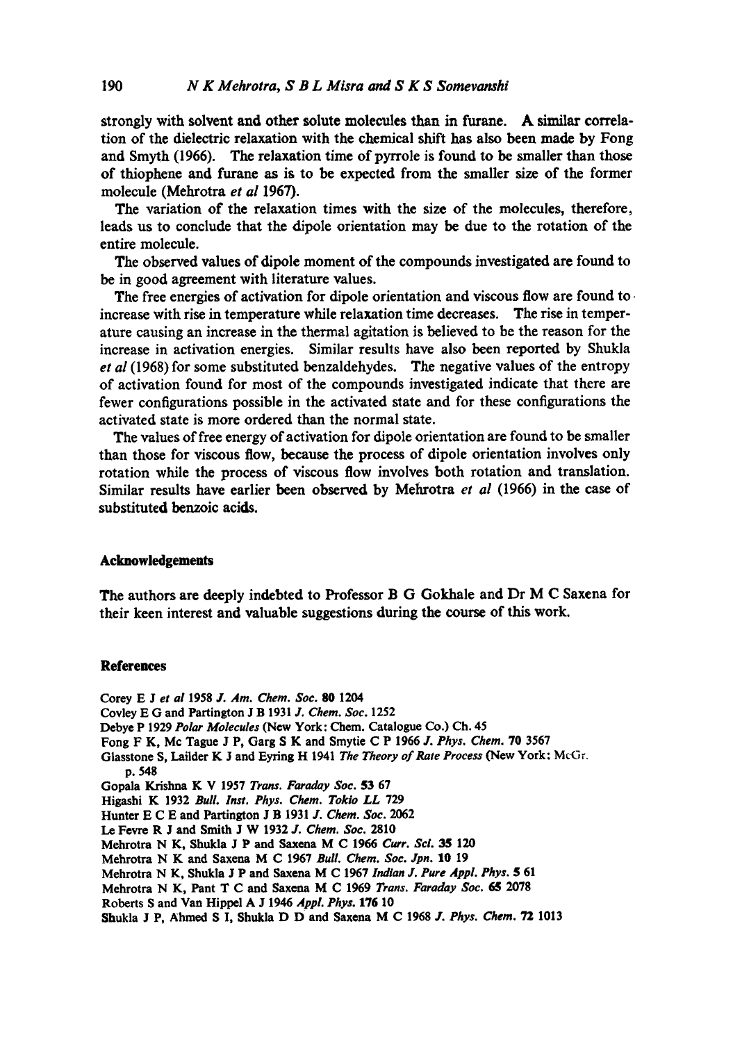strongly with solvent and other solute molecules than in furane. A similar correlation of the dielectric relaxation with the chemical shift has also been made by Fong and Smyth (1966). The relaxation time of pyrrole is found to be smaller than those of thiophene and furane as is to be expected from the smaller size of the former molecule (Mehrotra *et al* 1967).

The variation of the relaxation times with the size of the molecules, therefore, leads us to conclude that the dipole orientation may be due to the rotation of the entire molecule.

The observed values of dipole moment of the compounds investigated are found to be in good agreement with literature values.

The free energies of activation for dipole orientation and viscous flow are found to increase with rise in temperature while relaxation time decreases. The rise in temperature causing an increase in the thermal agitation is believed to be the reason for the increase in activation energies. Similar results have also been reported by Shukla *et al* (1968) for some substituted benzaldehydes. The negative values of the entropy of activation found for most of the compounds investigated indicate that there are fewer configurations possible in the activated state and for these configurations the activated state is more ordered than the normal state.

The values of free energy of activation for dipole orientation are found to be smaller than those for viscous flow, because the process of dipole orientation involves only rotation while the process of viscous flow involves both rotation and translation. Similar results have earlier been observed by Mehrotra *et al* (1966) in the case of substituted benzoic acids.

## Acknowledgements

The authors are deeply indebted to Professor B G Gokhale and Dr M C Saxena for their keen interest and valuable suggestions during the course of this work.

## References

Corey E J *et al* 1958 *J. Am. Chem. Soc.* **80** 1204

Covley E G and Partington J B 1931 *J. Chem. Soc.* 1252

Debye P 1929 *Polar Molecules* (New York: Chem. Catalogue Co.) Ch. 45

Fong F K, Mc Tague J P, Garg S K and Smytie C P 1966 *J. Phys. Chem.* **70** 3567

Glasstone S, Lailder K J and Eyring H 1941 *The Theory of Rate Process* (New York: McGr. p. 548

Gopala Krishna K V 1957 *Trans. Faraday Soc.* **53** 67

Higashi K 1932 *Bull. Inst. Phys. Chem. Tokio LL* 729

Hunter E C E and Partington J B 1931 *J. Chem. Soc.* 2062

Le Fevre R J and Smith J W 1932 *J. Chem. Soc.* 2810

Mehrotra N K, Shukla J P and Saxena M C 1966 *Curr. Sci.* **35** 120

Mehrotra N K and Saxena M C 1967 *Bull. Chem. Soc. Jpn.* **10** 19

Mehrotra N K, Shukla J P and Saxena M C 1967 *Indian J. Pure Appl. Phys.* **5** 61

Mehrotra N K, Pant T C and Saxena M C 1969 *Trans. Faraday Soc.* **65** 2078

Roberts S and Van Hippel A J 1946 *Appl. Phys.* **176** 10

Shukla J P, Ahmed S I, Shukla D D and Saxena M C 1968 *J. Phys. Chem.* **72** 1013